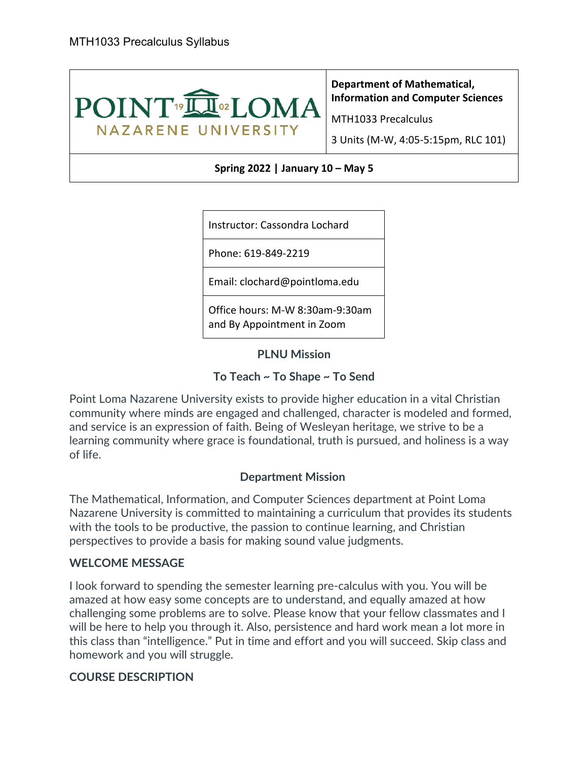MTH1033 Precalculus Syllabus

| POINT LOMA NAZARENE UNIVERSITY | **Department of Mathematical, Information and Computer Sciences**<br>MTH1033 Precalculus<br>3 Units (M-W, 4:05-5:15pm, RLC 101) |
|---|---|
| **Spring 2022 \| January 10 – May 5** | |

| Instructor: Cassondra Lochard |
|---|
| Phone: 619-849-2219 |
| Email: clochard@pointloma.edu |
| Office hours: M-W 8:30am-9:30am and By Appointment in Zoom |

## PLNU Mission

### To Teach ~ To Shape ~ To Send

Point Loma Nazarene University exists to provide higher education in a vital Christian community where minds are engaged and challenged, character is modeled and formed, and service is an expression of faith. Being of Wesleyan heritage, we strive to be a learning community where grace is foundational, truth is pursued, and holiness is a way of life.

## Department Mission

The Mathematical, Information, and Computer Sciences department at Point Loma Nazarene University is committed to maintaining a curriculum that provides its students with the tools to be productive, the passion to continue learning, and Christian perspectives to provide a basis for making sound value judgments.

## WELCOME MESSAGE

I look forward to spending the semester learning pre-calculus with you. You will be amazed at how easy some concepts are to understand, and equally amazed at how challenging some problems are to solve. Please know that your fellow classmates and I will be here to help you through it. Also, persistence and hard work mean a lot more in this class than "intelligence." Put in time and effort and you will succeed. Skip class and homework and you will struggle.

## COURSE DESCRIPTION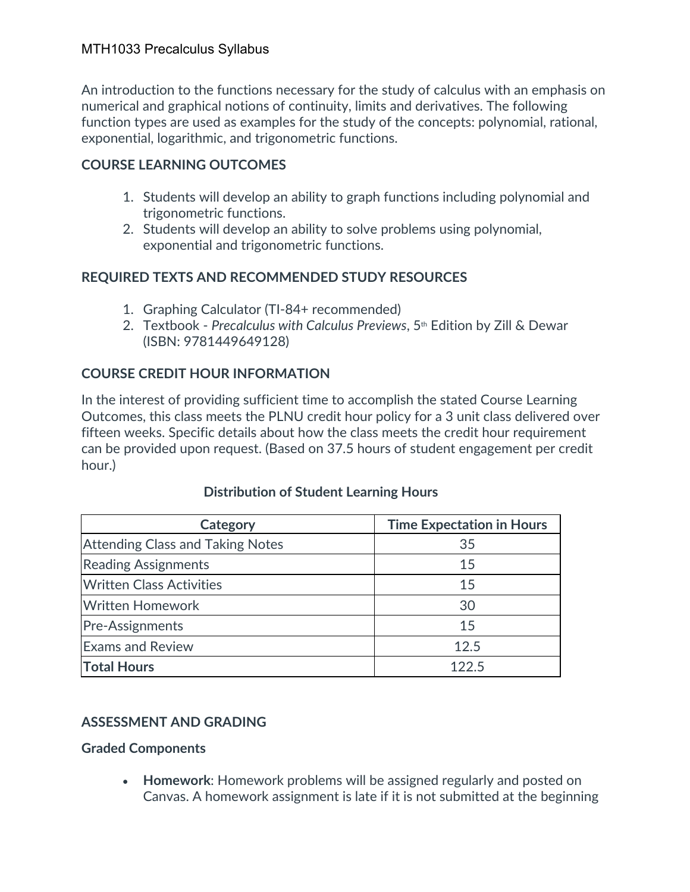MTH1033 Precalculus Syllabus

An introduction to the functions necessary for the study of calculus with an emphasis on numerical and graphical notions of continuity, limits and derivatives. The following function types are used as examples for the study of the concepts: polynomial, rational, exponential, logarithmic, and trigonometric functions.

## COURSE LEARNING OUTCOMES

1. Students will develop an ability to graph functions including polynomial and trigonometric functions.
2. Students will develop an ability to solve problems using polynomial, exponential and trigonometric functions.

## REQUIRED TEXTS AND RECOMMENDED STUDY RESOURCES

1. Graphing Calculator (TI-84+ recommended)
2. Textbook - *Precalculus with Calculus Previews*, 5th Edition by Zill & Dewar (ISBN: 9781449649128)

## COURSE CREDIT HOUR INFORMATION

In the interest of providing sufficient time to accomplish the stated Course Learning Outcomes, this class meets the PLNU credit hour policy for a 3 unit class delivered over fifteen weeks. Specific details about how the class meets the credit hour requirement can be provided upon request. (Based on 37.5 hours of student engagement per credit hour.)

**Distribution of Student Learning Hours**

| Category | Time Expectation in Hours |
|---|---|
| Attending Class and Taking Notes | 35 |
| Reading Assignments | 15 |
| Written Class Activities | 15 |
| Written Homework | 30 |
| Pre-Assignments | 15 |
| Exams and Review | 12.5 |
| **Total Hours** | 122.5 |

## ASSESSMENT AND GRADING

### Graded Components

- **Homework**: Homework problems will be assigned regularly and posted on Canvas. A homework assignment is late if it is not submitted at the beginning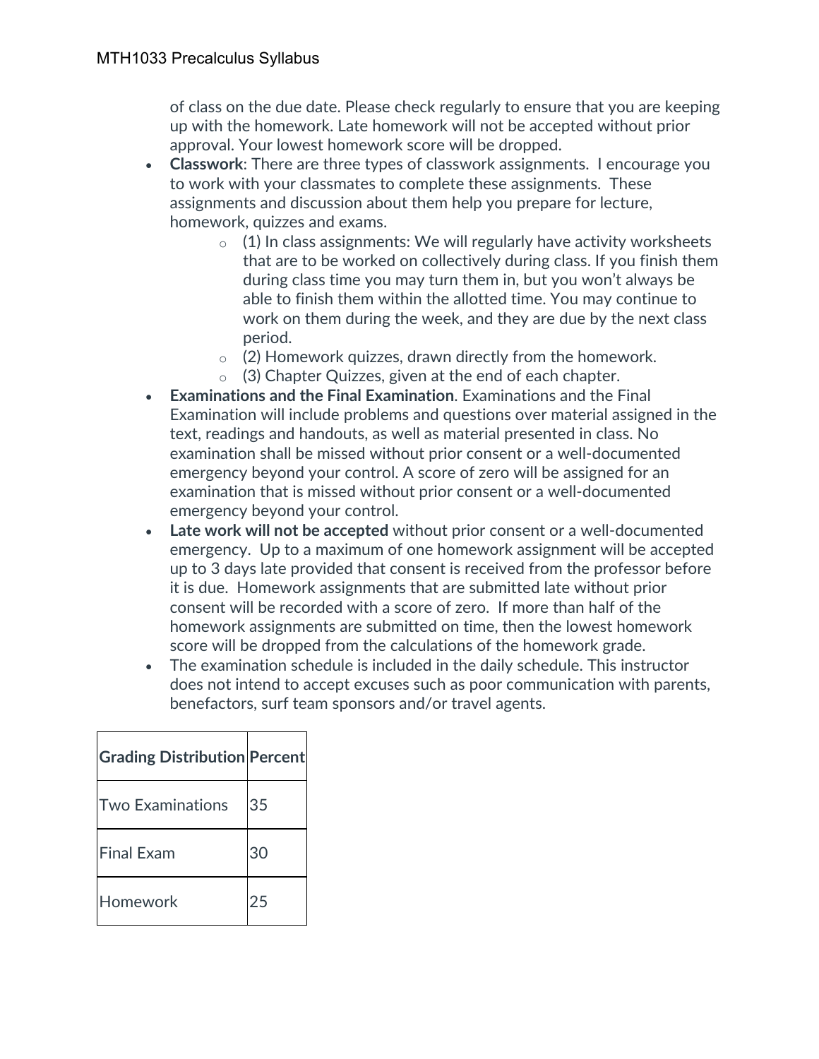of class on the due date. Please check regularly to ensure that you are keeping up with the homework. Late homework will not be accepted without prior approval. Your lowest homework score will be dropped.

- **Classwork**: There are three types of classwork assignments. I encourage you to work with your classmates to complete these assignments. These assignments and discussion about them help you prepare for lecture, homework, quizzes and exams.
    - (1) In class assignments: We will regularly have activity worksheets that are to be worked on collectively during class. If you finish them during class time you may turn them in, but you won't always be able to finish them within the allotted time. You may continue to work on them during the week, and they are due by the next class period.
    - (2) Homework quizzes, drawn directly from the homework.
    - (3) Chapter Quizzes, given at the end of each chapter.
- **Examinations and the Final Examination**. Examinations and the Final Examination will include problems and questions over material assigned in the text, readings and handouts, as well as material presented in class. No examination shall be missed without prior consent or a well-documented emergency beyond your control. A score of zero will be assigned for an examination that is missed without prior consent or a well-documented emergency beyond your control.
- **Late work will not be accepted** without prior consent or a well-documented emergency. Up to a maximum of one homework assignment will be accepted up to 3 days late provided that consent is received from the professor before it is due. Homework assignments that are submitted late without prior consent will be recorded with a score of zero. If more than half of the homework assignments are submitted on time, then the lowest homework score will be dropped from the calculations of the homework grade.
- The examination schedule is included in the daily schedule. This instructor does not intend to accept excuses such as poor communication with parents, benefactors, surf team sponsors and/or travel agents.

| Grading Distribution | Percent |
|---|---|
| Two Examinations | 35 |
| Final Exam | 30 |
| Homework | 25 |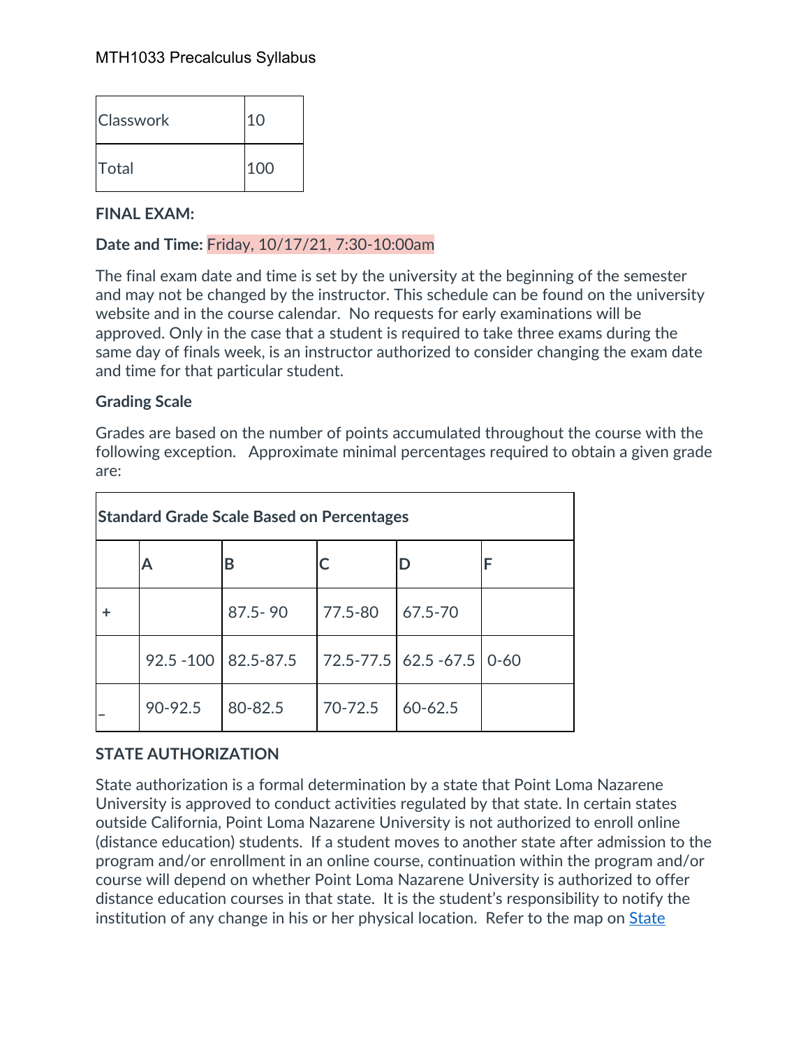| Classwork | 10 |
| --- | --- |
| Total | 100 |

**FINAL EXAM:**

**Date and Time:** Friday, 10/17/21, 7:30-10:00am

The final exam date and time is set by the university at the beginning of the semester and may not be changed by the instructor. This schedule can be found on the university website and in the course calendar. No requests for early examinations will be approved. Only in the case that a student is required to take three exams during the same day of finals week, is an instructor authorized to consider changing the exam date and time for that particular student.

**Grading Scale**

Grades are based on the number of points accumulated throughout the course with the following exception. Approximate minimal percentages required to obtain a given grade are:

| **Standard Grade Scale Based on Percentages** | | | | | |
| --- | --- | --- | --- | --- | --- |
| | **A** | **B** | **C** | **D** | **F** |
| **+** | | 87.5- 90 | 77.5-80 | 67.5-70 | |
| | 92.5 -100 | 82.5-87.5 | 72.5-77.5 | 62.5 -67.5 | 0-60 |
| **_** | 90-92.5 | 80-82.5 | 70-72.5 | 60-62.5 | |

**STATE AUTHORIZATION**

State authorization is a formal determination by a state that Point Loma Nazarene University is approved to conduct activities regulated by that state. In certain states outside California, Point Loma Nazarene University is not authorized to enroll online (distance education) students. If a student moves to another state after admission to the program and/or enrollment in an online course, continuation within the program and/or course will depend on whether Point Loma Nazarene University is authorized to offer distance education courses in that state. It is the student's responsibility to notify the institution of any change in his or her physical location. Refer to the map on State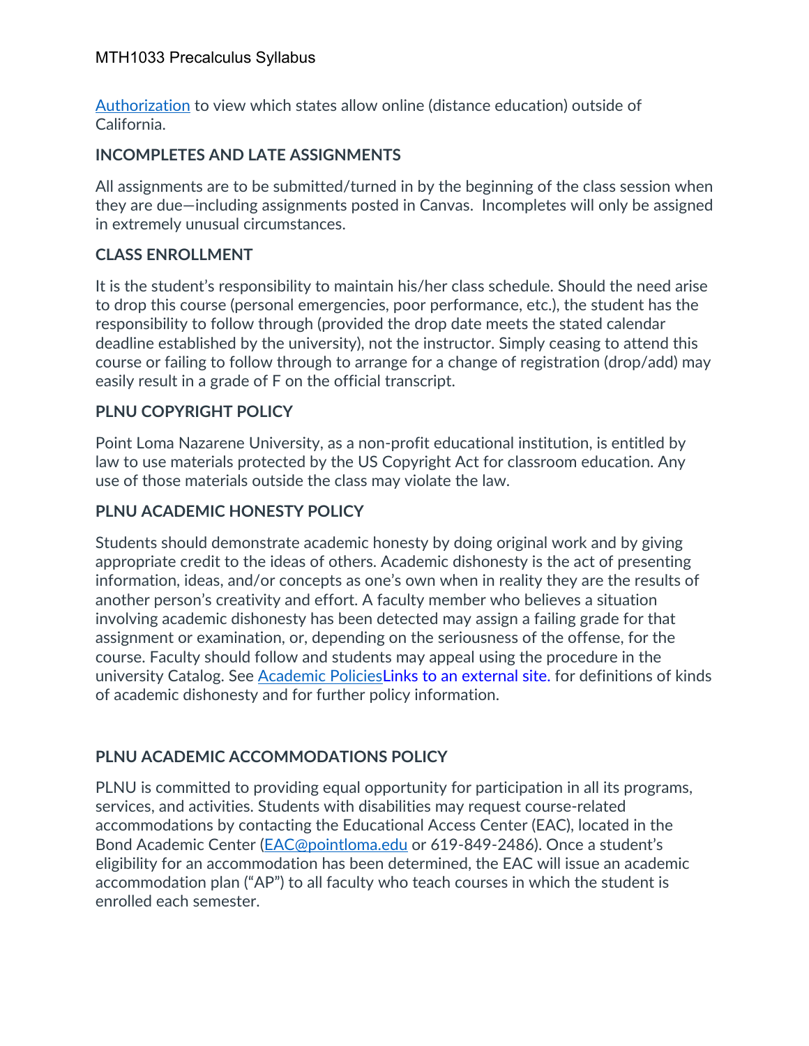Authorization to view which states allow online (distance education) outside of California.

## INCOMPLETES AND LATE ASSIGNMENTS

All assignments are to be submitted/turned in by the beginning of the class session when they are due—including assignments posted in Canvas. Incompletes will only be assigned in extremely unusual circumstances.

## CLASS ENROLLMENT

It is the student's responsibility to maintain his/her class schedule. Should the need arise to drop this course (personal emergencies, poor performance, etc.), the student has the responsibility to follow through (provided the drop date meets the stated calendar deadline established by the university), not the instructor. Simply ceasing to attend this course or failing to follow through to arrange for a change of registration (drop/add) may easily result in a grade of F on the official transcript.

## PLNU COPYRIGHT POLICY

Point Loma Nazarene University, as a non-profit educational institution, is entitled by law to use materials protected by the US Copyright Act for classroom education. Any use of those materials outside the class may violate the law.

## PLNU ACADEMIC HONESTY POLICY

Students should demonstrate academic honesty by doing original work and by giving appropriate credit to the ideas of others. Academic dishonesty is the act of presenting information, ideas, and/or concepts as one's own when in reality they are the results of another person's creativity and effort. A faculty member who believes a situation involving academic dishonesty has been detected may assign a failing grade for that assignment or examination, or, depending on the seriousness of the offense, for the course. Faculty should follow and students may appeal using the procedure in the university Catalog. See Academic PoliciesLinks to an external site. for definitions of kinds of academic dishonesty and for further policy information.

## PLNU ACADEMIC ACCOMMODATIONS POLICY

PLNU is committed to providing equal opportunity for participation in all its programs, services, and activities. Students with disabilities may request course-related accommodations by contacting the Educational Access Center (EAC), located in the Bond Academic Center (EAC@pointloma.edu or 619-849-2486). Once a student's eligibility for an accommodation has been determined, the EAC will issue an academic accommodation plan ("AP") to all faculty who teach courses in which the student is enrolled each semester.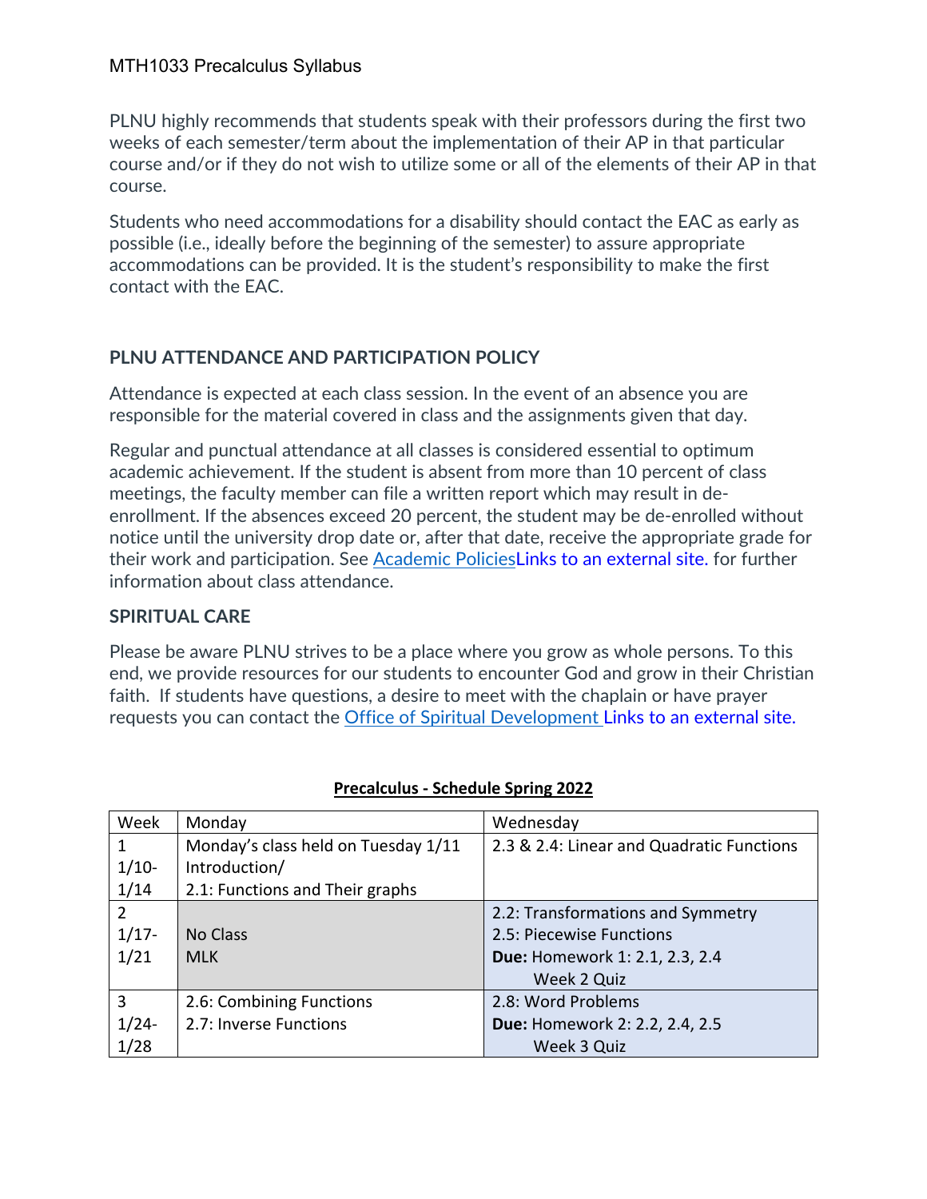PLNU highly recommends that students speak with their professors during the first two weeks of each semester/term about the implementation of their AP in that particular course and/or if they do not wish to utilize some or all of the elements of their AP in that course.

Students who need accommodations for a disability should contact the EAC as early as possible (i.e., ideally before the beginning of the semester) to assure appropriate accommodations can be provided. It is the student's responsibility to make the first contact with the EAC.

## PLNU ATTENDANCE AND PARTICIPATION POLICY

Attendance is expected at each class session. In the event of an absence you are responsible for the material covered in class and the assignments given that day.

Regular and punctual attendance at all classes is considered essential to optimum academic achievement. If the student is absent from more than 10 percent of class meetings, the faculty member can file a written report which may result in de-enrollment. If the absences exceed 20 percent, the student may be de-enrolled without notice until the university drop date or, after that date, receive the appropriate grade for their work and participation. See Academic PoliciesLinks to an external site. for further information about class attendance.

## SPIRITUAL CARE

Please be aware PLNU strives to be a place where you grow as whole persons. To this end, we provide resources for our students to encounter God and grow in their Christian faith. If students have questions, a desire to meet with the chaplain or have prayer requests you can contact the Office of Spiritual Development Links to an external site.

**Precalculus - Schedule Spring 2022**

| Week | Monday | Wednesday |
|---|---|---|
| 1<br>1/10-1/14 | Monday's class held on Tuesday 1/11<br>Introduction/<br>2.1: Functions and Their graphs | 2.3 & 2.4: Linear and Quadratic Functions |
| 2<br>1/17-1/21 | No Class<br>MLK | 2.2: Transformations and Symmetry<br>2.5: Piecewise Functions<br>**Due:** Homework 1: 2.1, 2.3, 2.4<br>Week 2 Quiz |
| 3<br>1/24-1/28 | 2.6: Combining Functions<br>2.7: Inverse Functions | 2.8: Word Problems<br>**Due:** Homework 2: 2.2, 2.4, 2.5<br>Week 3 Quiz |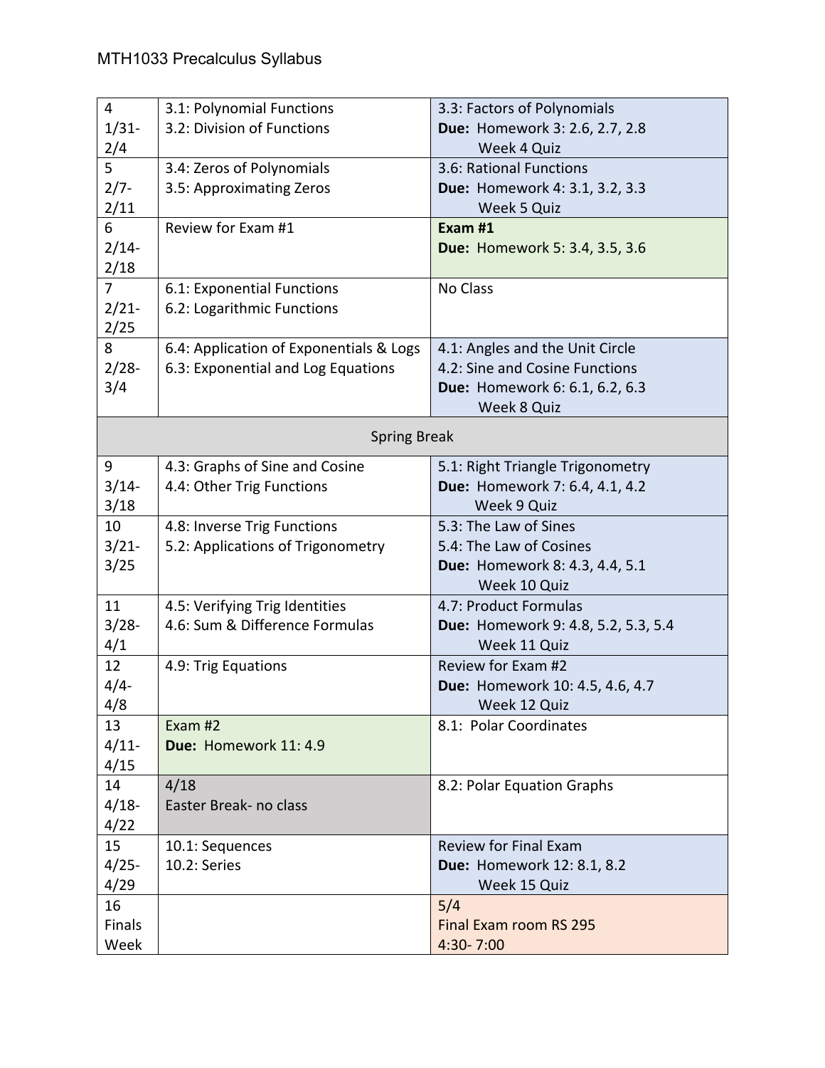| | | |
|---|---|---|
| 4<br>1/31-<br>2/4 | 3.1: Polynomial Functions<br>3.2: Division of Functions | 3.3: Factors of Polynomials<br>**Due:** Homework 3: 2.6, 2.7, 2.8<br>Week 4 Quiz |
| 5<br>2/7-<br>2/11 | 3.4: Zeros of Polynomials<br>3.5: Approximating Zeros | 3.6: Rational Functions<br>**Due:** Homework 4: 3.1, 3.2, 3.3<br>Week 5 Quiz |
| 6<br>2/14-<br>2/18 | Review for Exam #1 | **Exam #1**<br>**Due:** Homework 5: 3.4, 3.5, 3.6 |
| 7<br>2/21-<br>2/25 | 6.1: Exponential Functions<br>6.2: Logarithmic Functions | No Class |
| 8<br>2/28-<br>3/4 | 6.4: Application of Exponentials & Logs<br>6.3: Exponential and Log Equations | 4.1: Angles and the Unit Circle<br>4.2: Sine and Cosine Functions<br>**Due:** Homework 6: 6.1, 6.2, 6.3<br>Week 8 Quiz |
| Spring Break | | |
| 9<br>3/14-<br>3/18 | 4.3: Graphs of Sine and Cosine<br>4.4: Other Trig Functions | 5.1: Right Triangle Trigonometry<br>**Due:** Homework 7: 6.4, 4.1, 4.2<br>Week 9 Quiz |
| 10<br>3/21-<br>3/25 | 4.8: Inverse Trig Functions<br>5.2: Applications of Trigonometry | 5.3: The Law of Sines<br>5.4: The Law of Cosines<br>**Due:** Homework 8: 4.3, 4.4, 5.1<br>Week 10 Quiz |
| 11<br>3/28-<br>4/1 | 4.5: Verifying Trig Identities<br>4.6: Sum & Difference Formulas | 4.7: Product Formulas<br>**Due:** Homework 9: 4.8, 5.2, 5.3, 5.4<br>Week 11 Quiz |
| 12<br>4/4-<br>4/8 | 4.9: Trig Equations | Review for Exam #2<br>**Due:** Homework 10: 4.5, 4.6, 4.7<br>Week 12 Quiz |
| 13<br>4/11-<br>4/15 | Exam #2<br>**Due:** Homework 11: 4.9 | 8.1: Polar Coordinates |
| 14<br>4/18-<br>4/22 | 4/18<br>Easter Break- no class | 8.2: Polar Equation Graphs |
| 15<br>4/25-<br>4/29 | 10.1: Sequences<br>10.2: Series | Review for Final Exam<br>**Due:** Homework 12: 8.1, 8.2<br>Week 15 Quiz |
| 16<br>Finals<br>Week | | 5/4<br>Final Exam room RS 295<br>4:30- 7:00 |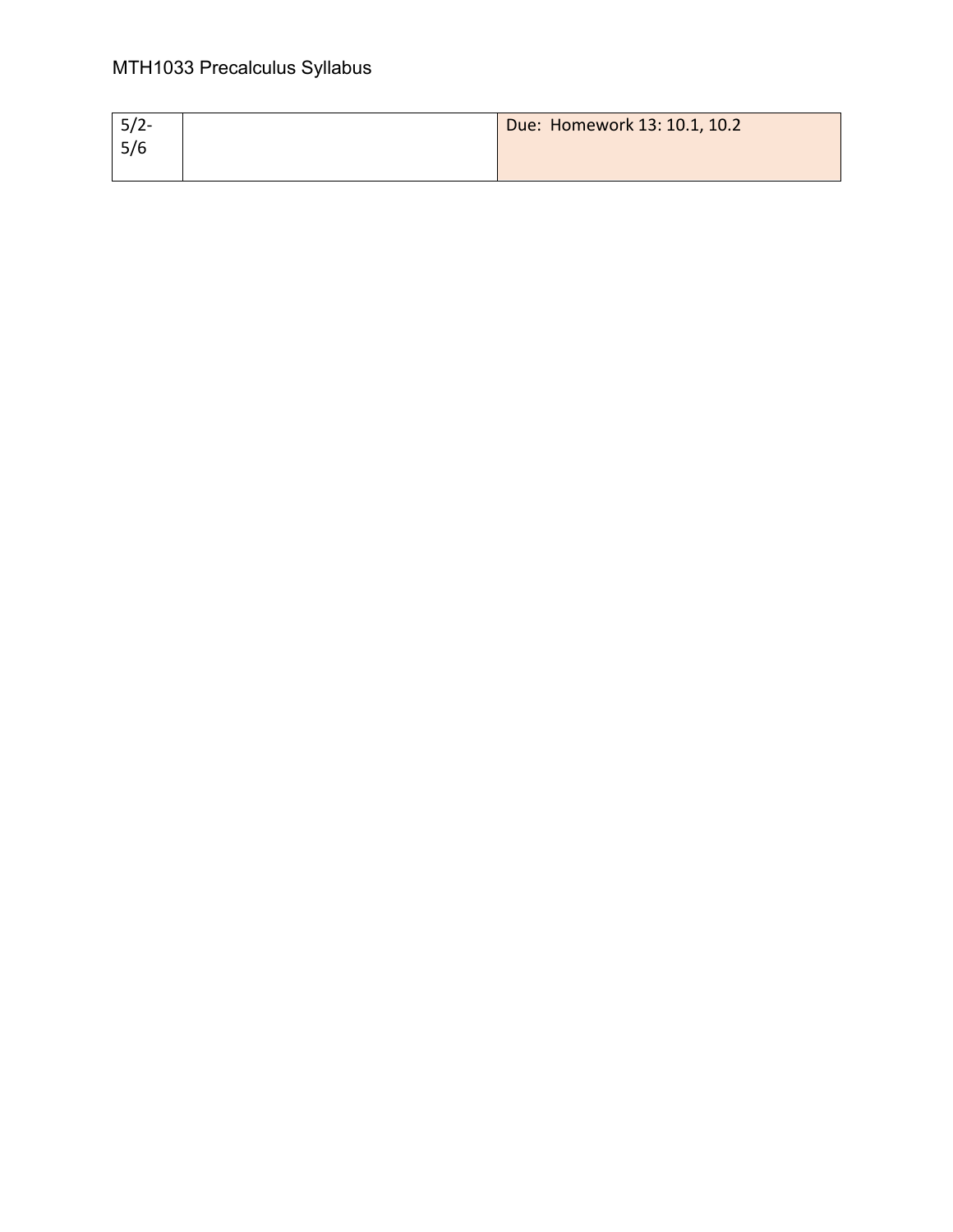| | | |
|---|---|---|
| 5/2-5/6 | | Due: Homework 13: 10.1, 10.2 |